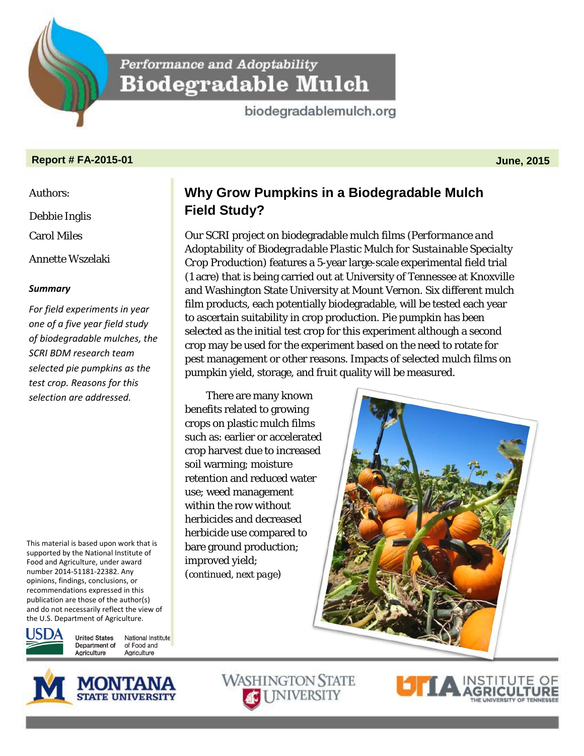# Performance and Adoptability Biodegradable Mulch

biodegradablemulch.org

**Report # FA-2015-01** **June, 2015**

Authors:

Debbie Inglis

Carol Miles

Annette Wszelaki

***Summary***

*For field experiments in year one of a five year field study of biodegradable mulches, the SCRI BDM research team selected pie pumpkins as the test crop. Reasons for this selection are addressed.*

This material is based upon work that is supported by the National Institute of Food and Agriculture, under award number 2014-51181-22382. Any opinions, findings, conclusions, or recommendations expressed in this publication are those of the author(s) and do not necessarily reflect the view of the U.S. Department of Agriculture.

## Why Grow Pumpkins in a Biodegradable Mulch Field Study?

Our SCRI project on biodegradable mulch films (*Performance and Adoptability of Biodegradable Plastic Mulch for Sustainable Specialty Crop Production*) features a 5-year large-scale experimental field trial (1 acre) that is being carried out at University of Tennessee at Knoxville and Washington State University at Mount Vernon. Six different mulch film products, each potentially biodegradable, will be tested each year to ascertain suitability in crop production. Pie pumpkin has been selected as the initial test crop for this experiment although a second crop may be used for the experiment based on the need to rotate for pest management or other reasons. Impacts of selected mulch films on pumpkin yield, storage, and fruit quality will be measured.

There are many known benefits related to growing crops on plastic mulch films such as: earlier or accelerated crop harvest due to increased soil warming; moisture retention and reduced water use; weed management within the row without herbicides and decreased herbicide use compared to bare ground production; improved yield; (*continued, next page*)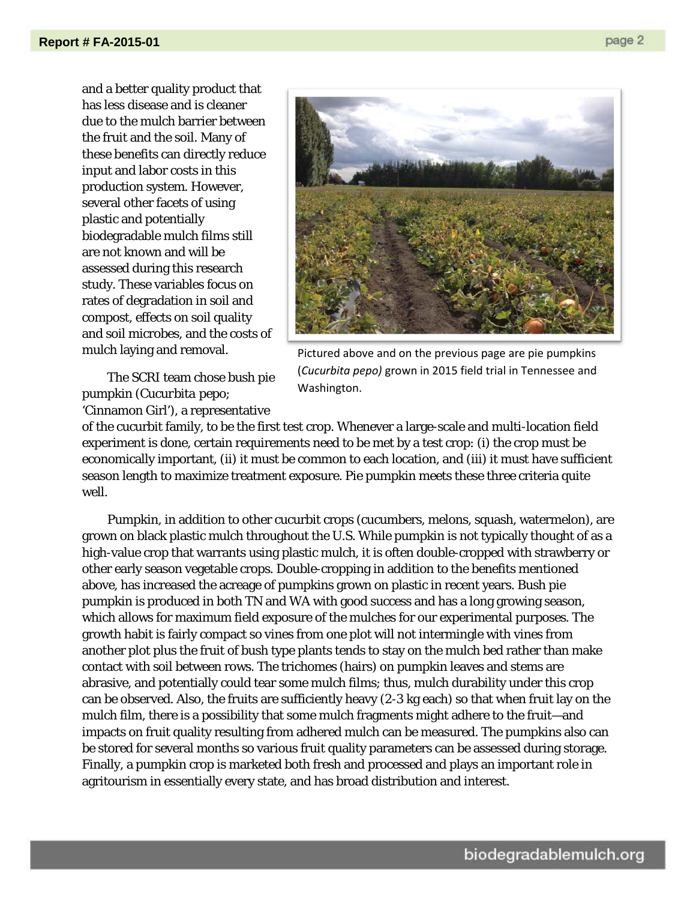and a better quality product that has less disease and is cleaner due to the mulch barrier between the fruit and the soil. Many of these benefits can directly reduce input and labor costs in this production system. However, several other facets of using plastic and potentially biodegradable mulch films still are not known and will be assessed during this research study. These variables focus on rates of degradation in soil and compost, effects on soil quality and soil microbes, and the costs of mulch laying and removal.

Pictured above and on the previous page are pie pumpkins (*Cucurbita pepo)* grown in 2015 field trial in Tennessee and Washington.

The SCRI team chose bush pie pumpkin (Cucurbita pepo; 'Cinnamon Girl'), a representative of the cucurbit family, to be the first test crop. Whenever a large-scale and multi-location field experiment is done, certain requirements need to be met by a test crop: (i) the crop must be economically important, (ii) it must be common to each location, and (iii) it must have sufficient season length to maximize treatment exposure. Pie pumpkin meets these three criteria quite well.

Pumpkin, in addition to other cucurbit crops (cucumbers, melons, squash, watermelon), are grown on black plastic mulch throughout the U.S. While pumpkin is not typically thought of as a high-value crop that warrants using plastic mulch, it is often double-cropped with strawberry or other early season vegetable crops. Double-cropping in addition to the benefits mentioned above, has increased the acreage of pumpkins grown on plastic in recent years. Bush pie pumpkin is produced in both TN and WA with good success and has a long growing season, which allows for maximum field exposure of the mulches for our experimental purposes. The growth habit is fairly compact so vines from one plot will not intermingle with vines from another plot plus the fruit of bush type plants tends to stay on the mulch bed rather than make contact with soil between rows. The trichomes (hairs) on pumpkin leaves and stems are abrasive, and potentially could tear some mulch films; thus, mulch durability under this crop can be observed. Also, the fruits are sufficiently heavy (2-3 kg each) so that when fruit lay on the mulch film, there is a possibility that some mulch fragments might adhere to the fruit—and impacts on fruit quality resulting from adhered mulch can be measured. The pumpkins also can be stored for several months so various fruit quality parameters can be assessed during storage. Finally, a pumpkin crop is marketed both fresh and processed and plays an important role in agritourism in essentially every state, and has broad distribution and interest.